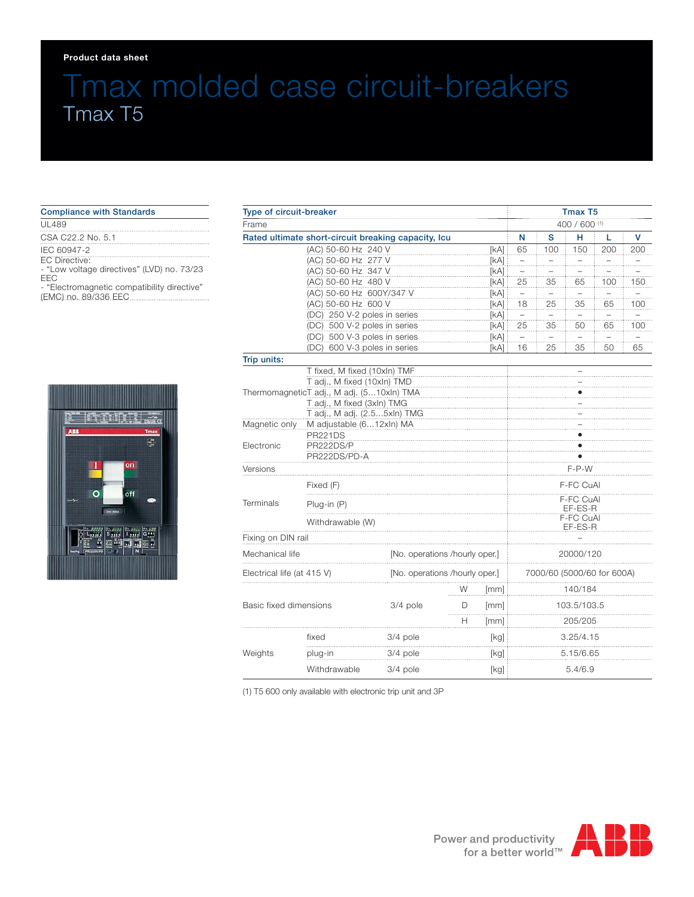Product data sheet

# Tmax molded case circuit-breakers

## Tmax T5

### Compliance with Standards

- UL489
- CSA C22.2 No. 5.1
- IEC 60947-2
- EC Directive:
  - "Low voltage directives" (LVD) no. 73/23 EEC
  - "Electromagnetic compatibility directive" (EMC) no. 89/336 EEC

| Type of circuit-breaker | | | | Tmax T5 | | | | |
|---|---|---|---|---|---|---|---|---|
| Frame | | | | 400 / 600 (1) | | | | |
| **Rated ultimate short-circuit breaking capacity, Icu** | | | | **N** | **S** | **H** | **L** | **V** |
| | (AC) 50-60 Hz 240 V | | [kA] | 65 | 100 | 150 | 200 | 200 |
| | (AC) 50-60 Hz 277 V | | [kA] | – | – | – | – | – |
| | (AC) 50-60 Hz 347 V | | [kA] | – | – | – | – | – |
| | (AC) 50-60 Hz 480 V | | [kA] | 25 | 35 | 65 | 100 | 150 |
| | (AC) 50-60 Hz 600Y/347 V | | [kA] | – | – | – | – | – |
| | (AC) 50-60 Hz 600 V | | [kA] | 18 | 25 | 35 | 65 | 100 |
| | (DC) 250 V-2 poles in series | | [kA] | – | – | – | – | – |
| | (DC) 500 V-2 poles in series | | [kA] | 25 | 35 | 50 | 65 | 100 |
| | (DC) 500 V-3 poles in series | | [kA] | – | – | – | – | – |
| | (DC) 600 V-3 poles in series | | [kA] | 16 | 25 | 35 | 50 | 65 |
| **Trip units:** | | | | | | | | |
| Thermomagnetic | T fixed, M fixed (10xIn) TMF | | | – | | | | |
| | T adj., M fixed (10xIn) TMD | | | – | | | | |
| | T adj., M adj. (5...10xIn) TMA | | | • | | | | |
| | T adj., M fixed (3xIn) TMG | | | – | | | | |
| | T adj., M adj. (2.5...5xIn) TMG | | | – | | | | |
| Magnetic only | M adjustable (6...12xIn) MA | | | – | | | | |
| Electronic | PR221DS | | | • | | | | |
| | PR222DS/P | | | • | | | | |
| | PR222DS/PD-A | | | • | | | | |
| Versions | | | | F-P-W | | | | |
| Terminals | Fixed (F) | | | F-FC CuAl | | | | |
| | Plug-in (P) | | | F-FC CuAl EF-ES-R | | | | |
| | Withdrawable (W) | | | F-FC CuAl EF-ES-R | | | | |
| Fixing on DIN rail | | | | – | | | | |
| Mechanical life | | [No. operations /hourly oper.] | | 20000/120 | | | | |
| Electrical life (at 415 V) | | [No. operations /hourly oper.] | | 7000/60 (5000/60 for 600A) | | | | |
| Basic fixed dimensions | | 3/4 pole | W [mm] | 140/184 | | | | |
| | | | D [mm] | 103.5/103.5 | | | | |
| | | | H [mm] | 205/205 | | | | |
| Weights | fixed | 3/4 pole | [kg] | 3.25/4.15 | | | | |
| | plug-in | 3/4 pole | [kg] | 5.15/6.65 | | | | |
| | Withdrawable | 3/4 pole | [kg] | 5.4/6.9 | | | | |

(1) T5 600 only available with electronic trip unit and 3P

Power and productivity for a better world™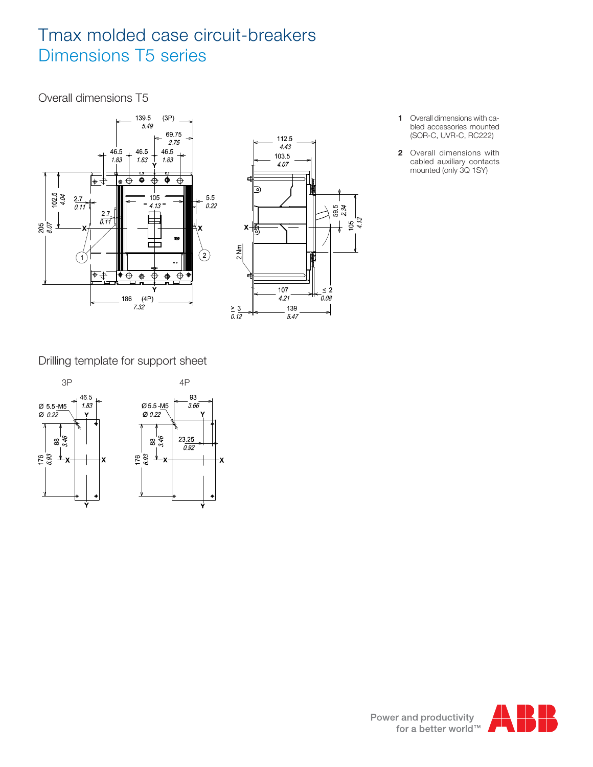# Tmax molded case circuit-breakers

## Dimensions T5 series

### Overall dimensions T5

**1** Overall dimensions with cabled accessories mounted (SOR-C, UVR-C, RC222)

**2** Overall dimensions with cabled auxiliary contacts mounted (only 3Q 1SY)

### Drilling template for support sheet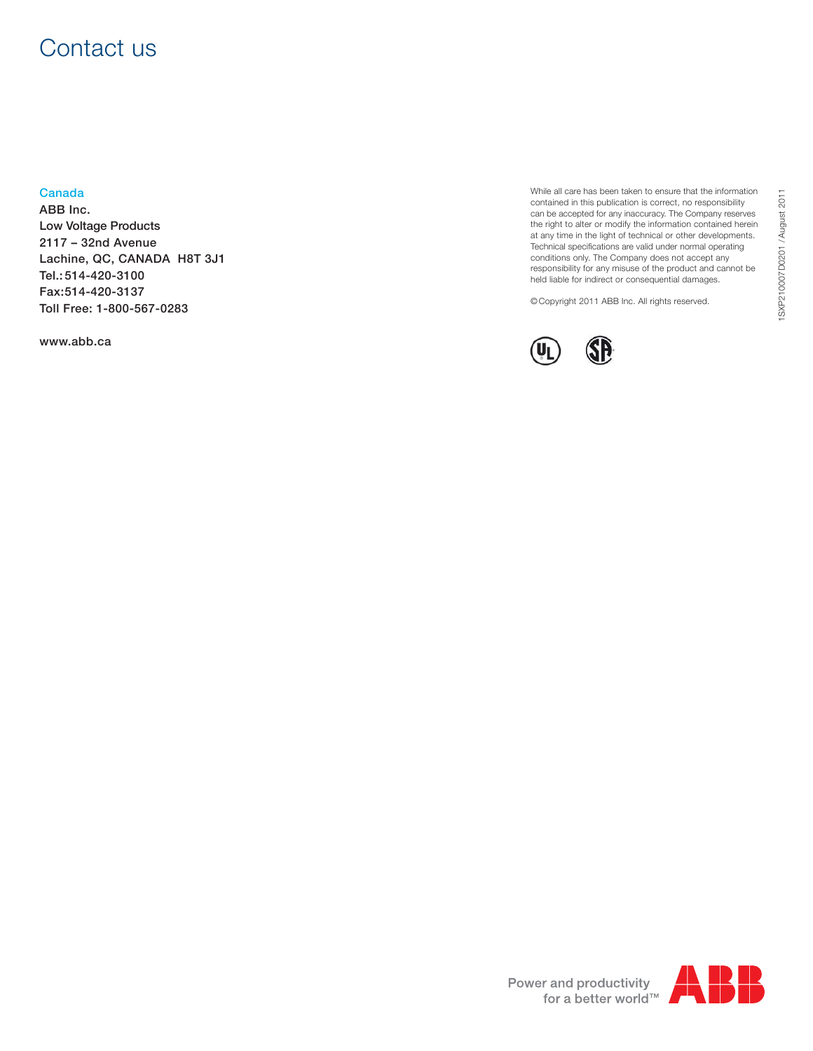# Contact us

**Canada**

ABB Inc.
Low Voltage Products
2117 – 32nd Avenue
Lachine, QC, CANADA  H8T 3J1
Tel.: 514-420-3100
Fax: 514-420-3137
Toll Free: 1-800-567-0283

www.abb.ca

While all care has been taken to ensure that the information contained in this publication is correct, no responsibility can be accepted for any inaccuracy. The Company reserves the right to alter or modify the information contained herein at any time in the light of technical or other developments. Technical specifications are valid under normal operating conditions only. The Company does not accept any responsibility for any misuse of the product and cannot be held liable for indirect or consequential damages.

© Copyright 2011 ABB Inc. All rights reserved.

1SXP210007D0201 / August 2011

Power and productivity
for a better world™